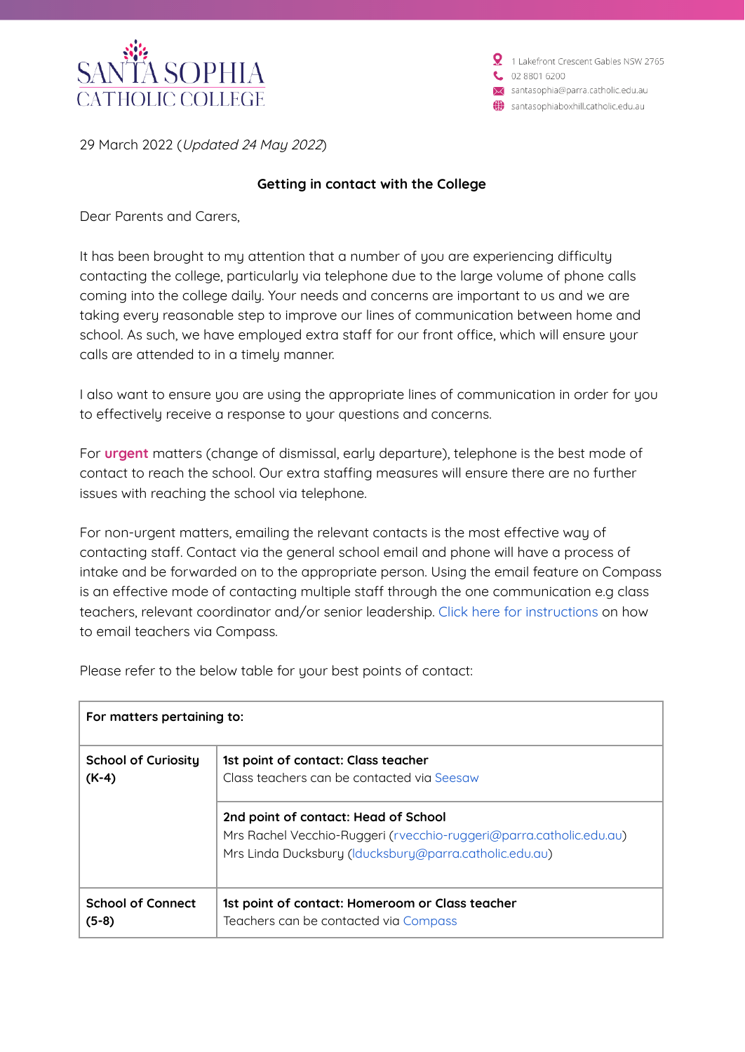SANTA SOPHIA
CATHOLIC COLLEGE

1 Lakefront Crescent Gables NSW 2765
02 8801 6200
santasophia@parra.catholic.edu.au
santasophiaboxhill.catholic.edu.au

29 March 2022 (*Updated 24 May 2022*)

**Getting in contact with the College**

Dear Parents and Carers,

It has been brought to my attention that a number of you are experiencing difficulty contacting the college, particularly via telephone due to the large volume of phone calls coming into the college daily. Your needs and concerns are important to us and we are taking every reasonable step to improve our lines of communication between home and school. As such, we have employed extra staff for our front office, which will ensure your calls are attended to in a timely manner.

I also want to ensure you are using the appropriate lines of communication in order for you to effectively receive a response to your questions and concerns.

For **urgent** matters (change of dismissal, early departure), telephone is the best mode of contact to reach the school. Our extra staffing measures will ensure there are no further issues with reaching the school via telephone.

For non-urgent matters, emailing the relevant contacts is the most effective way of contacting staff. Contact via the general school email and phone will have a process of intake and be forwarded on to the appropriate person. Using the email feature on Compass is an effective mode of contacting multiple staff through the one communication e.g class teachers, relevant coordinator and/or senior leadership. Click here for instructions on how to email teachers via Compass.

Please refer to the below table for your best points of contact:

| **For matters pertaining to:** | |
|---|---|
| **School of Curiosity (K-4)** | **1st point of contact: Class teacher**<br>Class teachers can be contacted via Seesaw |
| | **2nd point of contact: Head of School**<br>Mrs Rachel Vecchio-Ruggeri (rvecchio-ruggeri@parra.catholic.edu.au)<br>Mrs Linda Ducksbury (lducksbury@parra.catholic.edu.au) |
| **School of Connect (5-8)** | **1st point of contact: Homeroom or Class teacher**<br>Teachers can be contacted via Compass |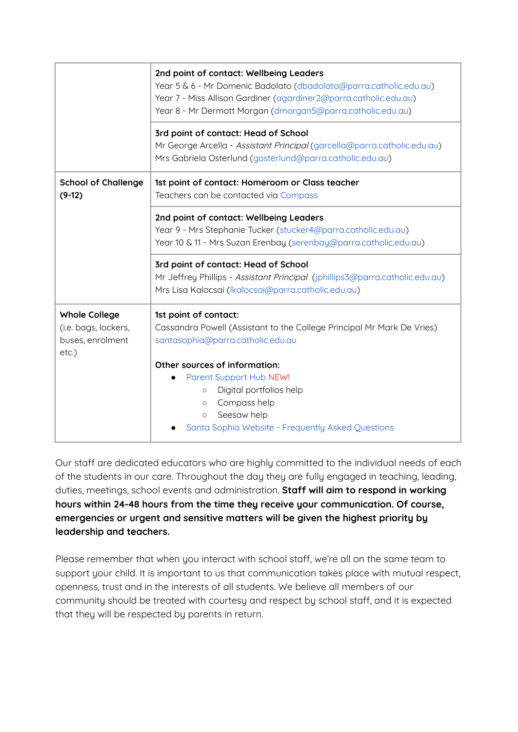| | |
|---|---|
| | **2nd point of contact: Wellbeing Leaders**<br>Year 5 & 6 - Mr Domenic Badolato (dbadolato@parra.catholic.edu.au)<br>Year 7 - Miss Allison Gardiner (agardiner2@parra.catholic.edu.au)<br>Year 8 - Mr Dermott Morgan (dmorgan5@parra.catholic.edu.au) |
| | **3rd point of contact: Head of School**<br>Mr George Arcella - *Assistant Principal* (garcella@parra.catholic.edu.au)<br>Mrs Gabriela Osterlund (gosterlund@parra.catholic.edu.au) |
| **School of Challenge (9-12)** | **1st point of contact: Homeroom or Class teacher**<br>Teachers can be contacted via Compass |
| | **2nd point of contact: Wellbeing Leaders**<br>Year 9 - Mrs Stephanie Tucker (stucker4@parra.catholic.edu.au)<br>Year 10 & 11 - Mrs Suzan Erenbay (serenbay@parra.catholic.edu.au) |
| | **3rd point of contact: Head of School**<br>Mr Jeffrey Phillips - *Assistant Principal* (jphillips3@parra.catholic.edu.au)<br>Mrs Lisa Kalocsai (lkalocsai@parra.catholic.edu.au) |
| **Whole College**<br>(i.e. bags, lockers, buses, enrolment etc.) | **1st point of contact:**<br>Cassandra Powell (Assistant to the College Principal Mr Mark De Vries)<br>santasophia@parra.catholic.edu.au<br><br>**Other sources of information:**<br>• Parent Support Hub NEW!<br>&nbsp;&nbsp;&nbsp;&nbsp;○ Digital portfolios help<br>&nbsp;&nbsp;&nbsp;&nbsp;○ Compass help<br>&nbsp;&nbsp;&nbsp;&nbsp;○ Seesaw help<br>• Santa Sophia Website - Frequently Asked Questions |

Our staff are dedicated educators who are highly committed to the individual needs of each of the students in our care. Throughout the day they are fully engaged in teaching, leading, duties, meetings, school events and administration. **Staff will aim to respond in working hours within 24-48 hours from the time they receive your communication. Of course, emergencies or urgent and sensitive matters will be given the highest priority by leadership and teachers.**

Please remember that when you interact with school staff, we're all on the same team to support your child. It is important to us that communication takes place with mutual respect, openness, trust and in the interests of all students. We believe all members of our community should be treated with courtesy and respect by school staff, and it is expected that they will be respected by parents in return.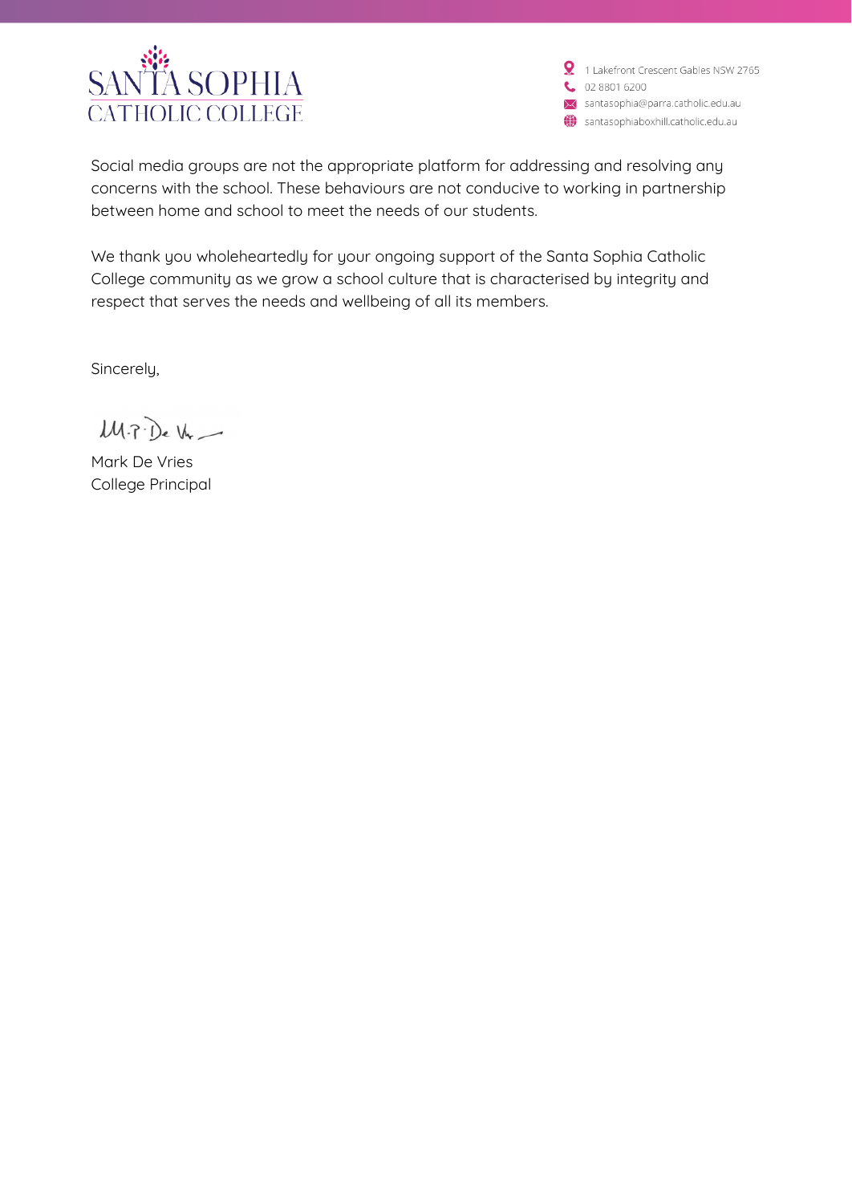Social media groups are not the appropriate platform for addressing and resolving any concerns with the school. These behaviours are not conducive to working in partnership between home and school to meet the needs of our students.

We thank you wholeheartedly for your ongoing support of the Santa Sophia Catholic College community as we grow a school culture that is characterised by integrity and respect that serves the needs and wellbeing of all its members.

Sincerely,

Mark De Vries  
College Principal